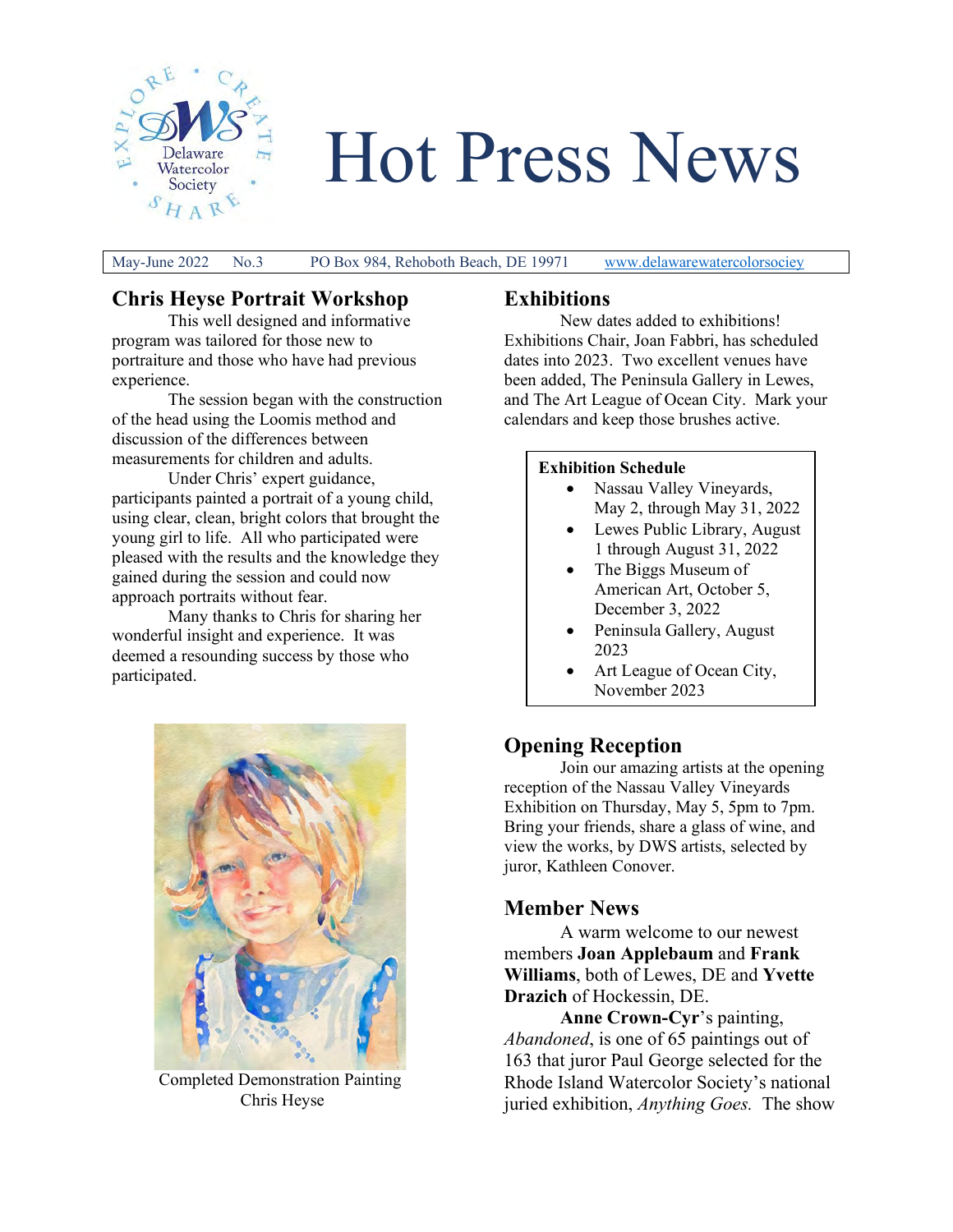# Hot Press News

May-June 2022 No.3 PO Box 984, Rehoboth Beach, DE 19971 www.delawarewatercolorsociey

## Chris Heyse Portrait Workshop

This well designed and informative program was tailored for those new to portraiture and those who have had previous experience.

The session began with the construction of the head using the Loomis method and discussion of the differences between measurements for children and adults.

Under Chris' expert guidance, participants painted a portrait of a young child, using clear, clean, bright colors that brought the young girl to life. All who participated were pleased with the results and the knowledge they gained during the session and could now approach portraits without fear.

Many thanks to Chris for sharing her wonderful insight and experience. It was deemed a resounding success by those who participated.

Completed Demonstration Painting
Chris Heyse

## Exhibitions

New dates added to exhibitions! Exhibitions Chair, Joan Fabbri, has scheduled dates into 2023. Two excellent venues have been added, The Peninsula Gallery in Lewes, and The Art League of Ocean City. Mark your calendars and keep those brushes active.

**Exhibition Schedule**

- Nassau Valley Vineyards, May 2, through May 31, 2022
- Lewes Public Library, August 1 through August 31, 2022
- The Biggs Museum of American Art, October 5, December 3, 2022
- Peninsula Gallery, August 2023
- Art League of Ocean City, November 2023

## Opening Reception

Join our amazing artists at the opening reception of the Nassau Valley Vineyards Exhibition on Thursday, May 5, 5pm to 7pm. Bring your friends, share a glass of wine, and view the works, by DWS artists, selected by juror, Kathleen Conover.

## Member News

A warm welcome to our newest members **Joan Applebaum** and **Frank Williams**, both of Lewes, DE and **Yvette Drazich** of Hockessin, DE.

**Anne Crown-Cyr**'s painting, *Abandoned*, is one of 65 paintings out of 163 that juror Paul George selected for the Rhode Island Watercolor Society's national juried exhibition, *Anything Goes.* The show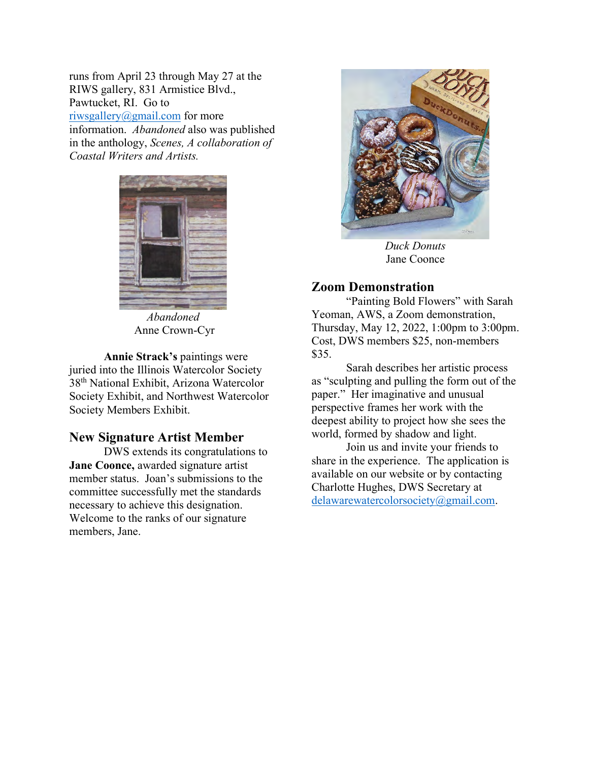runs from April 23 through May 27 at the RIWS gallery, 831 Armistice Blvd., Pawtucket, RI. Go to riwsgallery@gmail.com for more information. *Abandoned* also was published in the anthology, *Scenes, A collaboration of Coastal Writers and Artists.*

*Abandoned*
Anne Crown-Cyr

**Annie Strack's** paintings were juried into the Illinois Watercolor Society 38th National Exhibit, Arizona Watercolor Society Exhibit, and Northwest Watercolor Society Members Exhibit.

## New Signature Artist Member

DWS extends its congratulations to **Jane Coonce,** awarded signature artist member status. Joan's submissions to the committee successfully met the standards necessary to achieve this designation. Welcome to the ranks of our signature members, Jane.

*Duck Donuts*
Jane Coonce

## Zoom Demonstration

"Painting Bold Flowers" with Sarah Yeoman, AWS, a Zoom demonstration, Thursday, May 12, 2022, 1:00pm to 3:00pm. Cost, DWS members $25, non-members $35.

Sarah describes her artistic process as "sculpting and pulling the form out of the paper." Her imaginative and unusual perspective frames her work with the deepest ability to project how she sees the world, formed by shadow and light.

Join us and invite your friends to share in the experience. The application is available on our website or by contacting Charlotte Hughes, DWS Secretary at delawarewatercolorsociety@gmail.com.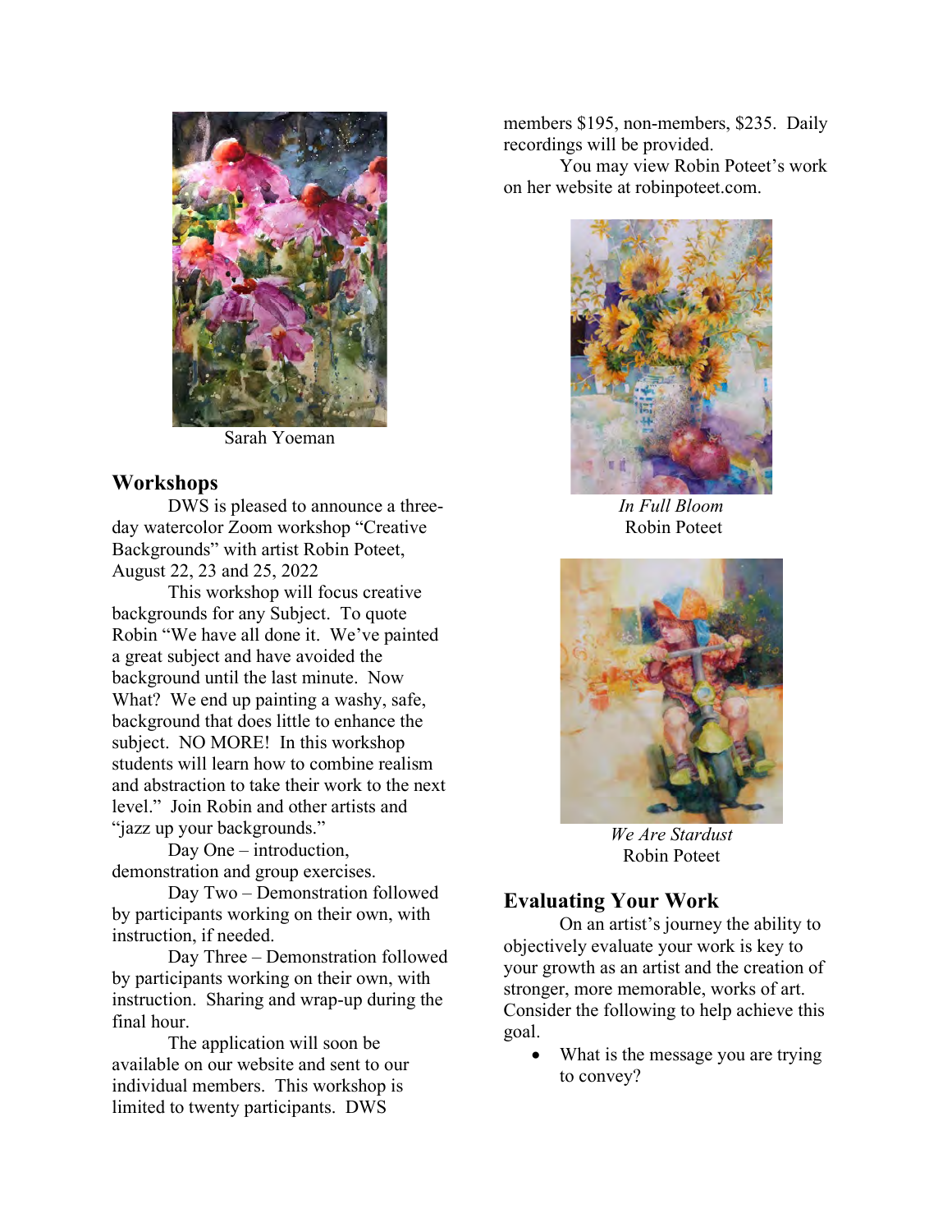Sarah Yoeman

## Workshops

DWS is pleased to announce a three-day watercolor Zoom workshop "Creative Backgrounds" with artist Robin Poteet, August 22, 23 and 25, 2022

This workshop will focus creative backgrounds for any Subject. To quote Robin "We have all done it. We've painted a great subject and have avoided the background until the last minute. Now What? We end up painting a washy, safe, background that does little to enhance the subject. NO MORE! In this workshop students will learn how to combine realism and abstraction to take their work to the next level." Join Robin and other artists and "jazz up your backgrounds."

Day One – introduction, demonstration and group exercises.

Day Two – Demonstration followed by participants working on their own, with instruction, if needed.

Day Three – Demonstration followed by participants working on their own, with instruction. Sharing and wrap-up during the final hour.

The application will soon be available on our website and sent to our individual members. This workshop is limited to twenty participants. DWS members $195, non-members, $235. Daily recordings will be provided.

You may view Robin Poteet's work on her website at robinpoteet.com.

*In Full Bloom*
Robin Poteet

*We Are Stardust*
Robin Poteet

## Evaluating Your Work

On an artist's journey the ability to objectively evaluate your work is key to your growth as an artist and the creation of stronger, more memorable, works of art. Consider the following to help achieve this goal.

- What is the message you are trying to convey?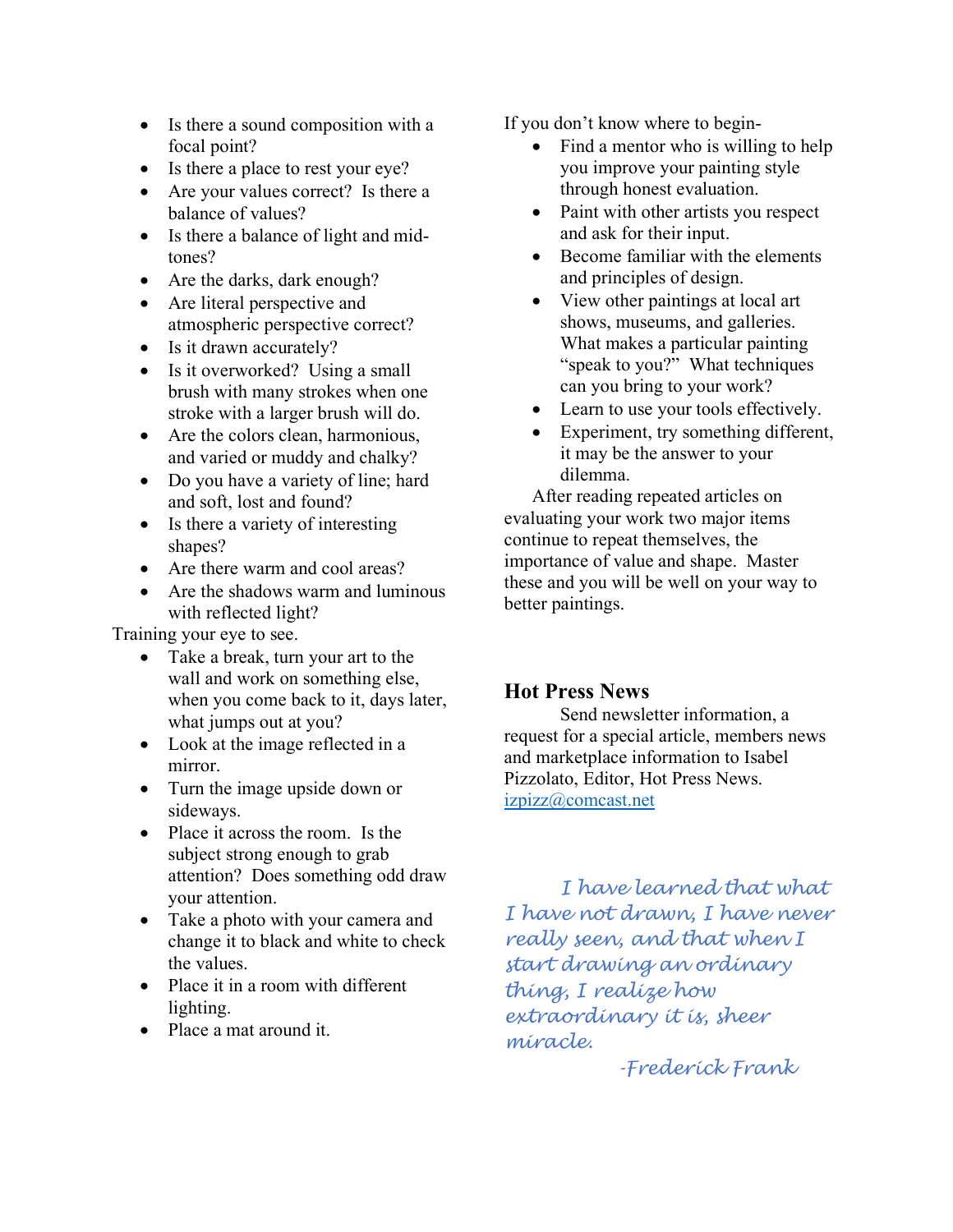- Is there a sound composition with a focal point?
- Is there a place to rest your eye?
- Are your values correct? Is there a balance of values?
- Is there a balance of light and mid-tones?
- Are the darks, dark enough?
- Are literal perspective and atmospheric perspective correct?
- Is it drawn accurately?
- Is it overworked? Using a small brush with many strokes when one stroke with a larger brush will do.
- Are the colors clean, harmonious, and varied or muddy and chalky?
- Do you have a variety of line; hard and soft, lost and found?
- Is there a variety of interesting shapes?
- Are there warm and cool areas?
- Are the shadows warm and luminous with reflected light?

Training your eye to see.

- Take a break, turn your art to the wall and work on something else, when you come back to it, days later, what jumps out at you?
- Look at the image reflected in a mirror.
- Turn the image upside down or sideways.
- Place it across the room. Is the subject strong enough to grab attention? Does something odd draw your attention.
- Take a photo with your camera and change it to black and white to check the values.
- Place it in a room with different lighting.
- Place a mat around it.

If you don't know where to begin-

- Find a mentor who is willing to help you improve your painting style through honest evaluation.
- Paint with other artists you respect and ask for their input.
- Become familiar with the elements and principles of design.
- View other paintings at local art shows, museums, and galleries. What makes a particular painting "speak to you?" What techniques can you bring to your work?
- Learn to use your tools effectively.
- Experiment, try something different, it may be the answer to your dilemma.

After reading repeated articles on evaluating your work two major items continue to repeat themselves, the importance of value and shape. Master these and you will be well on your way to better paintings.

## Hot Press News

Send newsletter information, a request for a special article, members news and marketplace information to Isabel Pizzolato, Editor, Hot Press News. [izpizz@comcast.net](mailto:izpizz@comcast.net)

*I have learned that what I have not drawn, I have never really seen, and that when I start drawing an ordinary thing, I realize how extraordinary it is, sheer miracle.*

*-Frederick Frank*